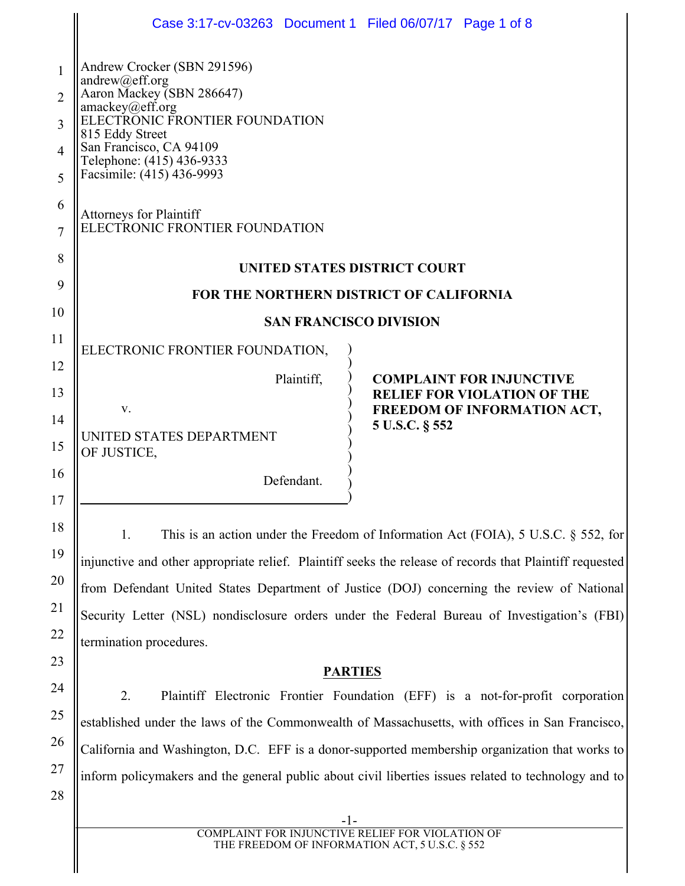Andrew Crocker (SBN 291596)
andrew@eff.org
Aaron Mackey (SBN 286647)
amackey@eff.org
ELECTRONIC FRONTIER FOUNDATION
815 Eddy Street
San Francisco, CA 94109
Telephone: (415) 436-9333
Facsimile: (415) 436-9993

Attorneys for Plaintiff
ELECTRONIC FRONTIER FOUNDATION

**UNITED STATES DISTRICT COURT**

**FOR THE NORTHERN DISTRICT OF CALIFORNIA**

**SAN FRANCISCO DIVISION**

ELECTRONIC FRONTIER FOUNDATION,

Plaintiff,

v.

UNITED STATES DEPARTMENT OF JUSTICE,

Defendant.

**COMPLAINT FOR INJUNCTIVE RELIEF FOR VIOLATION OF THE FREEDOM OF INFORMATION ACT, 5 U.S.C. § 552**

1. This is an action under the Freedom of Information Act (FOIA), 5 U.S.C. § 552, for injunctive and other appropriate relief. Plaintiff seeks the release of records that Plaintiff requested from Defendant United States Department of Justice (DOJ) concerning the review of National Security Letter (NSL) nondisclosure orders under the Federal Bureau of Investigation's (FBI) termination procedures.

## PARTIES

2. Plaintiff Electronic Frontier Foundation (EFF) is a not-for-profit corporation established under the laws of the Commonwealth of Massachusetts, with offices in San Francisco, California and Washington, D.C. EFF is a donor-supported membership organization that works to inform policymakers and the general public about civil liberties issues related to technology and to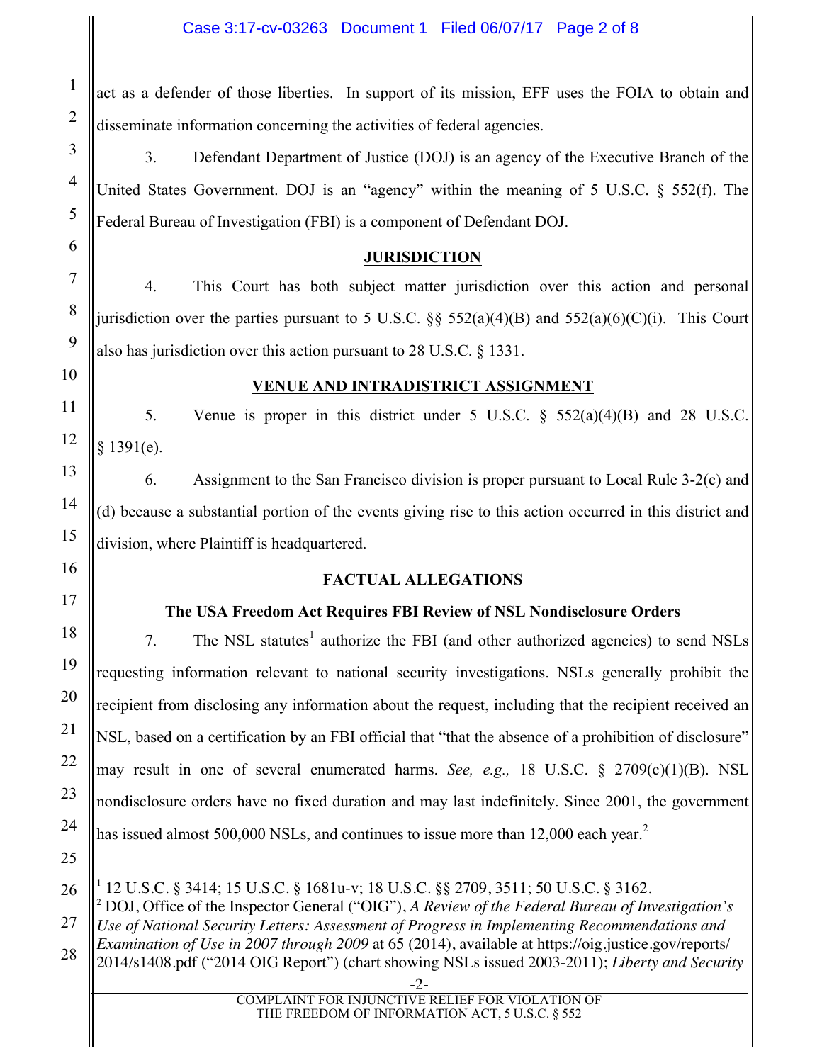act as a defender of those liberties. In support of its mission, EFF uses the FOIA to obtain and disseminate information concerning the activities of federal agencies.

3. Defendant Department of Justice (DOJ) is an agency of the Executive Branch of the United States Government. DOJ is an "agency" within the meaning of 5 U.S.C. § 552(f). The Federal Bureau of Investigation (FBI) is a component of Defendant DOJ.

## JURISDICTION

4. This Court has both subject matter jurisdiction over this action and personal jurisdiction over the parties pursuant to 5 U.S.C. §§ 552(a)(4)(B) and 552(a)(6)(C)(i). This Court also has jurisdiction over this action pursuant to 28 U.S.C. § 1331.

## VENUE AND INTRADISTRICT ASSIGNMENT

5. Venue is proper in this district under 5 U.S.C. § 552(a)(4)(B) and 28 U.S.C. § 1391(e).

6. Assignment to the San Francisco division is proper pursuant to Local Rule 3-2(c) and (d) because a substantial portion of the events giving rise to this action occurred in this district and division, where Plaintiff is headquartered.

## FACTUAL ALLEGATIONS

### The USA Freedom Act Requires FBI Review of NSL Nondisclosure Orders

7. The NSL statutes[1] authorize the FBI (and other authorized agencies) to send NSLs requesting information relevant to national security investigations. NSLs generally prohibit the recipient from disclosing any information about the request, including that the recipient received an NSL, based on a certification by an FBI official that "that the absence of a prohibition of disclosure" may result in one of several enumerated harms. *See, e.g.,* 18 U.S.C. § 2709(c)(1)(B). NSL nondisclosure orders have no fixed duration and may last indefinitely. Since 2001, the government has issued almost 500,000 NSLs, and continues to issue more than 12,000 each year.[2]

---

[1] 12 U.S.C. § 3414; 15 U.S.C. § 1681u-v; 18 U.S.C. §§ 2709, 3511; 50 U.S.C. § 3162.

[2] DOJ, Office of the Inspector General ("OIG"), *A Review of the Federal Bureau of Investigation's Use of National Security Letters: Assessment of Progress in Implementing Recommendations and Examination of Use in 2007 through 2009* at 65 (2014), available at https://oig.justice.gov/reports/2014/s1408.pdf ("2014 OIG Report") (chart showing NSLs issued 2003-2011); *Liberty and Security*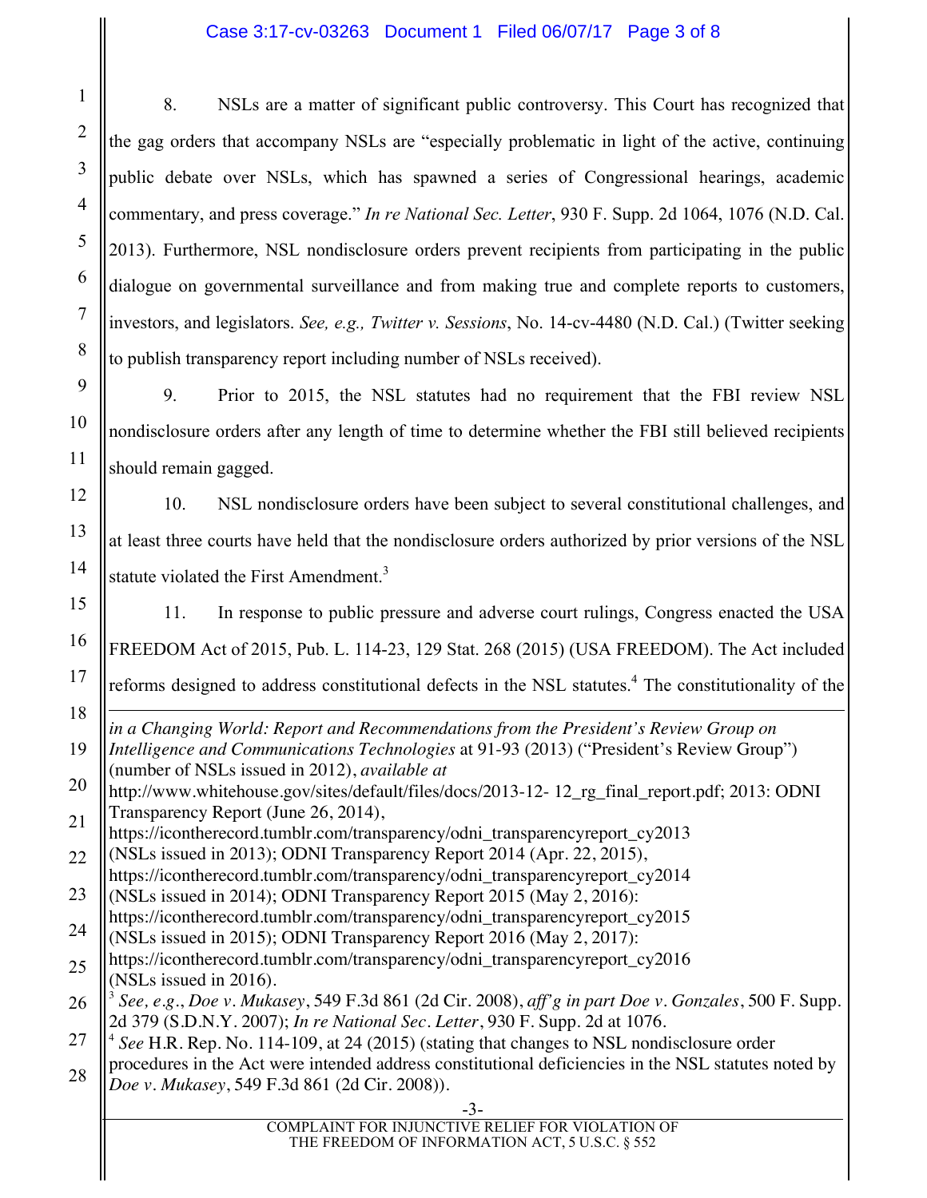8. NSLs are a matter of significant public controversy. This Court has recognized that the gag orders that accompany NSLs are "especially problematic in light of the active, continuing public debate over NSLs, which has spawned a series of Congressional hearings, academic commentary, and press coverage." *In re National Sec. Letter*, 930 F. Supp. 2d 1064, 1076 (N.D. Cal. 2013). Furthermore, NSL nondisclosure orders prevent recipients from participating in the public dialogue on governmental surveillance and from making true and complete reports to customers, investors, and legislators. *See, e.g., Twitter v. Sessions*, No. 14-cv-4480 (N.D. Cal.) (Twitter seeking to publish transparency report including number of NSLs received).

9. Prior to 2015, the NSL statutes had no requirement that the FBI review NSL nondisclosure orders after any length of time to determine whether the FBI still believed recipients should remain gagged.

10. NSL nondisclosure orders have been subject to several constitutional challenges, and at least three courts have held that the nondisclosure orders authorized by prior versions of the NSL statute violated the First Amendment.[3]

11. In response to public pressure and adverse court rulings, Congress enacted the USA FREEDOM Act of 2015, Pub. L. 114-23, 129 Stat. 268 (2015) (USA FREEDOM). The Act included reforms designed to address constitutional defects in the NSL statutes.[4] The constitutionality of the

---

*in a Changing World: Report and Recommendations from the President's Review Group on Intelligence and Communications Technologies* at 91-93 (2013) ("President's Review Group") (number of NSLs issued in 2012), *available at* http://www.whitehouse.gov/sites/default/files/docs/2013-12- 12_rg_final_report.pdf; 2013: ODNI Transparency Report (June 26, 2014), https://icontherecord.tumblr.com/transparency/odni_transparencyreport_cy2013 (NSLs issued in 2013); ODNI Transparency Report 2014 (Apr. 22, 2015), https://icontherecord.tumblr.com/transparency/odni_transparencyreport_cy2014 (NSLs issued in 2014); ODNI Transparency Report 2015 (May 2, 2016): https://icontherecord.tumblr.com/transparency/odni_transparencyreport_cy2015 (NSLs issued in 2015); ODNI Transparency Report 2016 (May 2, 2017): https://icontherecord.tumblr.com/transparency/odni_transparencyreport_cy2016 (NSLs issued in 2016).

[3] *See, e.g.*, *Doe v. Mukasey*, 549 F.3d 861 (2d Cir. 2008), *aff'g in part Doe v. Gonzales*, 500 F. Supp. 2d 379 (S.D.N.Y. 2007); *In re National Sec. Letter*, 930 F. Supp. 2d at 1076.

[4] *See* H.R. Rep. No. 114-109, at 24 (2015) (stating that changes to NSL nondisclosure order procedures in the Act were intended address constitutional deficiencies in the NSL statutes noted by *Doe v. Mukasey*, 549 F.3d 861 (2d Cir. 2008)).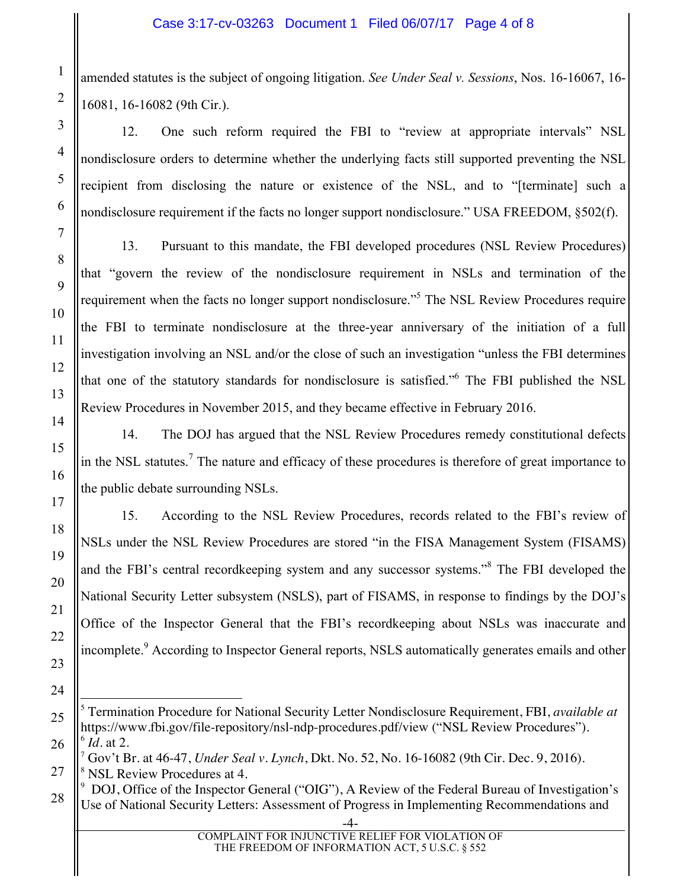amended statutes is the subject of ongoing litigation. *See Under Seal v. Sessions*, Nos. 16-16067, 16-16081, 16-16082 (9th Cir.).

12. One such reform required the FBI to "review at appropriate intervals" NSL nondisclosure orders to determine whether the underlying facts still supported preventing the NSL recipient from disclosing the nature or existence of the NSL, and to "[terminate] such a nondisclosure requirement if the facts no longer support nondisclosure." USA FREEDOM, §502(f).

13. Pursuant to this mandate, the FBI developed procedures (NSL Review Procedures) that "govern the review of the nondisclosure requirement in NSLs and termination of the requirement when the facts no longer support nondisclosure."[5] The NSL Review Procedures require the FBI to terminate nondisclosure at the three-year anniversary of the initiation of a full investigation involving an NSL and/or the close of such an investigation "unless the FBI determines that one of the statutory standards for nondisclosure is satisfied."[6] The FBI published the NSL Review Procedures in November 2015, and they became effective in February 2016.

14. The DOJ has argued that the NSL Review Procedures remedy constitutional defects in the NSL statutes.[7] The nature and efficacy of these procedures is therefore of great importance to the public debate surrounding NSLs.

15. According to the NSL Review Procedures, records related to the FBI's review of NSLs under the NSL Review Procedures are stored "in the FISA Management System (FISAMS) and the FBI's central recordkeeping system and any successor systems."[8] The FBI developed the National Security Letter subsystem (NSLS), part of FISAMS, in response to findings by the DOJ's Office of the Inspector General that the FBI's recordkeeping about NSLs was inaccurate and incomplete.[9] According to Inspector General reports, NSLS automatically generates emails and other

---

[5] Termination Procedure for National Security Letter Nondisclosure Requirement, FBI, *available at* https://www.fbi.gov/file-repository/nsl-ndp-procedures.pdf/view ("NSL Review Procedures").
[6] *Id*. at 2.
[7] Gov't Br. at 46-47, *Under Seal v. Lynch*, Dkt. No. 52, No. 16-16082 (9th Cir. Dec. 9, 2016).
[8] NSL Review Procedures at 4.
[9] DOJ, Office of the Inspector General ("OIG"), A Review of the Federal Bureau of Investigation's Use of National Security Letters: Assessment of Progress in Implementing Recommendations and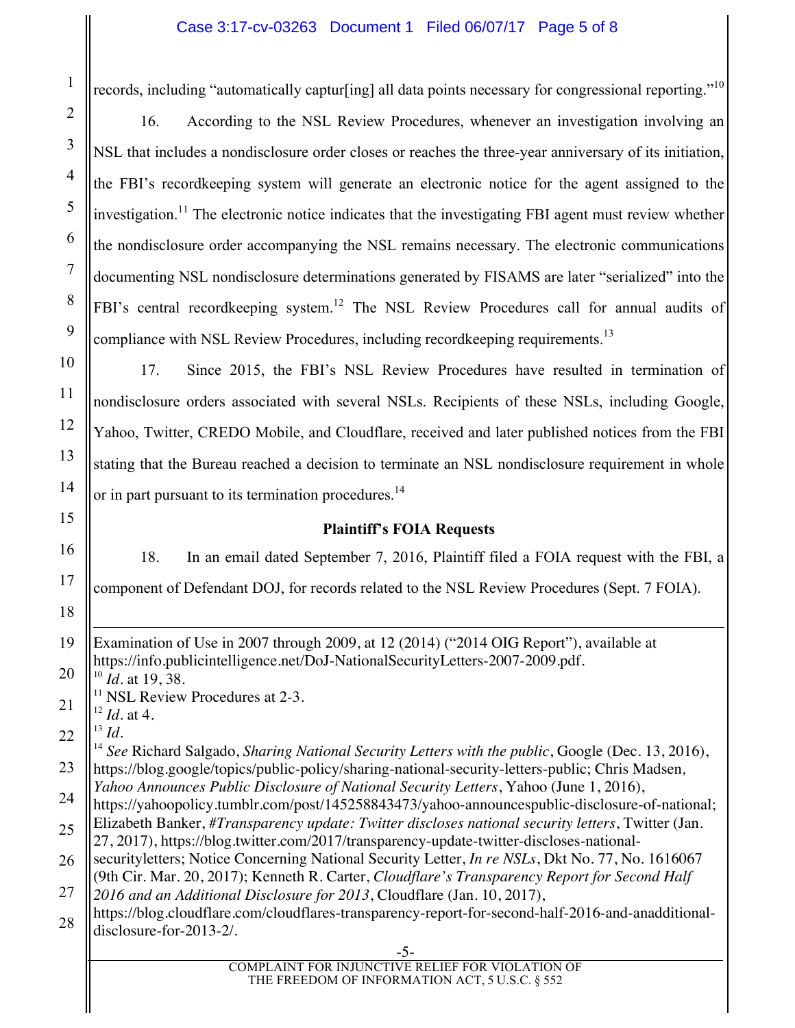records, including "automatically captur[ing] all data points necessary for congressional reporting."[10]

16. According to the NSL Review Procedures, whenever an investigation involving an NSL that includes a nondisclosure order closes or reaches the three-year anniversary of its initiation, the FBI's recordkeeping system will generate an electronic notice for the agent assigned to the investigation.[11] The electronic notice indicates that the investigating FBI agent must review whether the nondisclosure order accompanying the NSL remains necessary. The electronic communications documenting NSL nondisclosure determinations generated by FISAMS are later "serialized" into the FBI's central recordkeeping system.[12] The NSL Review Procedures call for annual audits of compliance with NSL Review Procedures, including recordkeeping requirements.[13]

17. Since 2015, the FBI's NSL Review Procedures have resulted in termination of nondisclosure orders associated with several NSLs. Recipients of these NSLs, including Google, Yahoo, Twitter, CREDO Mobile, and Cloudflare, received and later published notices from the FBI stating that the Bureau reached a decision to terminate an NSL nondisclosure requirement in whole or in part pursuant to its termination procedures.[14]

**Plaintiff's FOIA Requests**

18. In an email dated September 7, 2016, Plaintiff filed a FOIA request with the FBI, a component of Defendant DOJ, for records related to the NSL Review Procedures (Sept. 7 FOIA).

---

Examination of Use in 2007 through 2009, at 12 (2014) ("2014 OIG Report"), available at https://info.publicintelligence.net/DoJ-NationalSecurityLetters-2007-2009.pdf.

[10] *Id*. at 19, 38.

[11] NSL Review Procedures at 2-3.

[12] *Id*. at 4.

[13] *Id*.

[14] *See* Richard Salgado, *Sharing National Security Letters with the public*, Google (Dec. 13, 2016), https://blog.google/topics/public-policy/sharing-national-security-letters-public; Chris Madsen, *Yahoo Announces Public Disclosure of National Security Letters*, Yahoo (June 1, 2016), https://yahoopolicy.tumblr.com/post/145258843473/yahoo-announcespublic-disclosure-of-national; Elizabeth Banker, *#Transparency update: Twitter discloses national security letters*, Twitter (Jan. 27, 2017), https://blog.twitter.com/2017/transparency-update-twitter-discloses-national-securityletters; Notice Concerning National Security Letter, *In re NSLs*, Dkt No. 77, No. 1616067 (9th Cir. Mar. 20, 2017); Kenneth R. Carter, *Cloudflare's Transparency Report for Second Half 2016 and an Additional Disclosure for 2013*, Cloudflare (Jan. 10, 2017), https://blog.cloudflare.com/cloudflares-transparency-report-for-second-half-2016-and-anadditional-disclosure-for-2013-2/.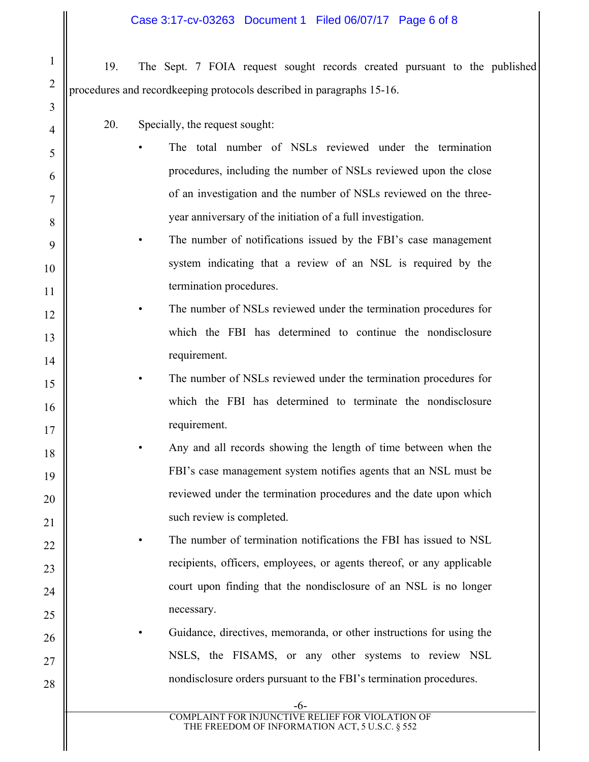19. The Sept. 7 FOIA request sought records created pursuant to the published procedures and recordkeeping protocols described in paragraphs 15-16.

20. Specially, the request sought:

- The total number of NSLs reviewed under the termination procedures, including the number of NSLs reviewed upon the close of an investigation and the number of NSLs reviewed on the three-year anniversary of the initiation of a full investigation.
- The number of notifications issued by the FBI's case management system indicating that a review of an NSL is required by the termination procedures.
- The number of NSLs reviewed under the termination procedures for which the FBI has determined to continue the nondisclosure requirement.
- The number of NSLs reviewed under the termination procedures for which the FBI has determined to terminate the nondisclosure requirement.
- Any and all records showing the length of time between when the FBI's case management system notifies agents that an NSL must be reviewed under the termination procedures and the date upon which such review is completed.
- The number of termination notifications the FBI has issued to NSL recipients, officers, employees, or agents thereof, or any applicable court upon finding that the nondisclosure of an NSL is no longer necessary.
- Guidance, directives, memoranda, or other instructions for using the NSLS, the FISAMS, or any other systems to review NSL nondisclosure orders pursuant to the FBI's termination procedures.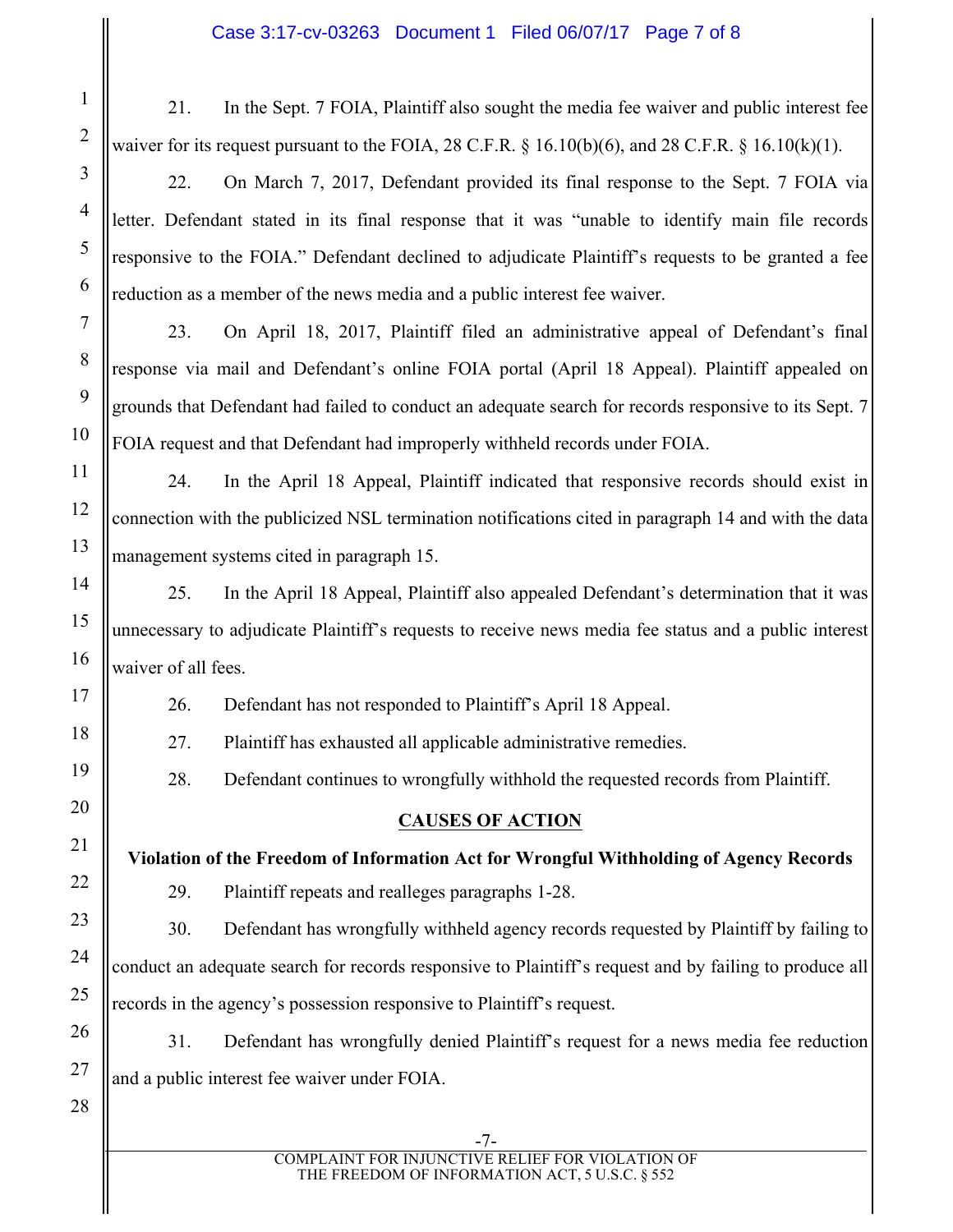21. In the Sept. 7 FOIA, Plaintiff also sought the media fee waiver and public interest fee waiver for its request pursuant to the FOIA, 28 C.F.R. § 16.10(b)(6), and 28 C.F.R. § 16.10(k)(1).

22. On March 7, 2017, Defendant provided its final response to the Sept. 7 FOIA via letter. Defendant stated in its final response that it was "unable to identify main file records responsive to the FOIA." Defendant declined to adjudicate Plaintiff's requests to be granted a fee reduction as a member of the news media and a public interest fee waiver.

23. On April 18, 2017, Plaintiff filed an administrative appeal of Defendant's final response via mail and Defendant's online FOIA portal (April 18 Appeal). Plaintiff appealed on grounds that Defendant had failed to conduct an adequate search for records responsive to its Sept. 7 FOIA request and that Defendant had improperly withheld records under FOIA.

24. In the April 18 Appeal, Plaintiff indicated that responsive records should exist in connection with the publicized NSL termination notifications cited in paragraph 14 and with the data management systems cited in paragraph 15.

25. In the April 18 Appeal, Plaintiff also appealed Defendant's determination that it was unnecessary to adjudicate Plaintiff's requests to receive news media fee status and a public interest waiver of all fees.

26. Defendant has not responded to Plaintiff's April 18 Appeal.

27. Plaintiff has exhausted all applicable administrative remedies.

28. Defendant continues to wrongfully withhold the requested records from Plaintiff.

## CAUSES OF ACTION

### Violation of the Freedom of Information Act for Wrongful Withholding of Agency Records

29. Plaintiff repeats and realleges paragraphs 1-28.

30. Defendant has wrongfully withheld agency records requested by Plaintiff by failing to conduct an adequate search for records responsive to Plaintiff's request and by failing to produce all records in the agency's possession responsive to Plaintiff's request.

31. Defendant has wrongfully denied Plaintiff's request for a news media fee reduction and a public interest fee waiver under FOIA.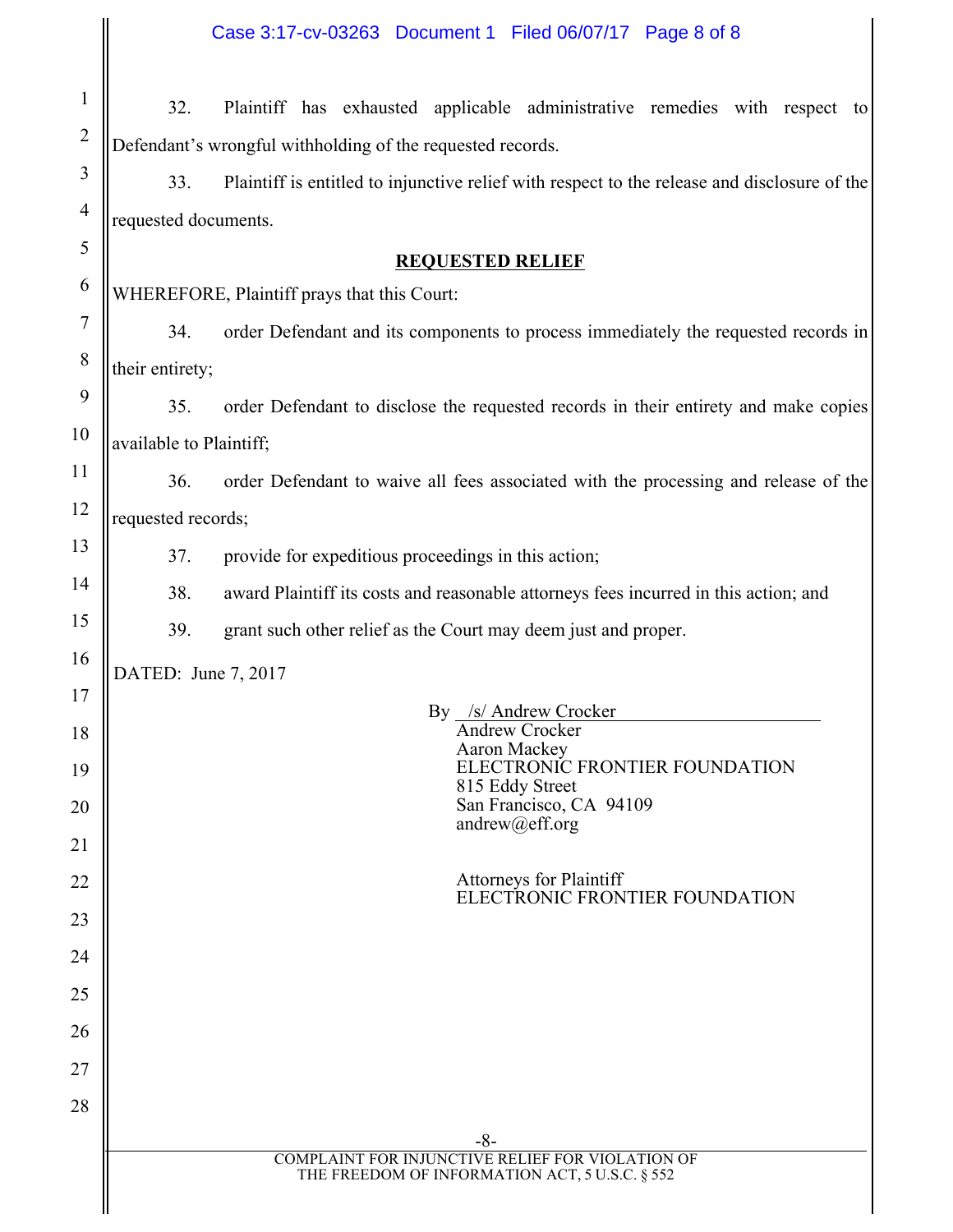32. Plaintiff has exhausted applicable administrative remedies with respect to Defendant's wrongful withholding of the requested records.

33. Plaintiff is entitled to injunctive relief with respect to the release and disclosure of the requested documents.

## REQUESTED RELIEF

WHEREFORE, Plaintiff prays that this Court:

34. order Defendant and its components to process immediately the requested records in their entirety;

35. order Defendant to disclose the requested records in their entirety and make copies available to Plaintiff;

36. order Defendant to waive all fees associated with the processing and release of the requested records;

37. provide for expeditious proceedings in this action;

38. award Plaintiff its costs and reasonable attorneys fees incurred in this action; and

39. grant such other relief as the Court may deem just and proper.

DATED: June 7, 2017

By /s/ Andrew Crocker
Andrew Crocker
Aaron Mackey
ELECTRONIC FRONTIER FOUNDATION
815 Eddy Street
San Francisco, CA 94109
andrew@eff.org

Attorneys for Plaintiff
ELECTRONIC FRONTIER FOUNDATION